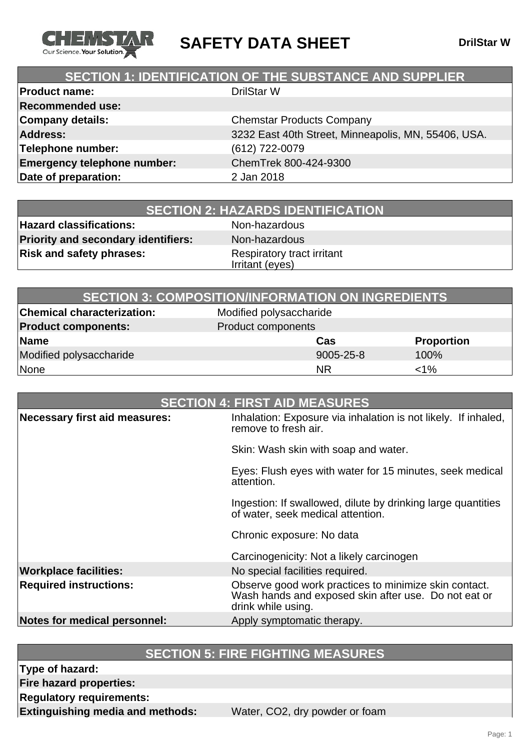# SAFETY DATA SHEET

**DrilStar W**

## SECTION 1: IDENTIFICATION OF THE SUBSTANCE AND SUPPLIER

| | |
|---|---|
| **Product name:** | DrilStar W |
| **Recommended use:** | |
| **Company details:** | Chemstar Products Company |
| **Address:** | 3232 East 40th Street, Minneapolis, MN, 55406, USA. |
| **Telephone number:** | (612) 722-0079 |
| **Emergency telephone number:** | ChemTrek 800-424-9300 |
| **Date of preparation:** | 2 Jan 2018 |

## SECTION 2: HAZARDS IDENTIFICATION

| | |
|---|---|
| **Hazard classifications:** | Non-hazardous |
| **Priority and secondary identifiers:** | Non-hazardous |
| **Risk and safety phrases:** | Respiratory tract irritant<br>Irritant (eyes) |

## SECTION 3: COMPOSITION/INFORMATION ON INGREDIENTS

| | | |
|---|---|---|
| **Chemical characterization:** | Modified polysaccharide | |
| **Product components:** | Product components | |
| **Name** | **Cas** | **Proportion** |
| Modified polysaccharide | 9005-25-8 | 100% |
| None | NR | <1% |

## SECTION 4: FIRST AID MEASURES

| | |
|---|---|
| **Necessary first aid measures:** | Inhalation: Exposure via inhalation is not likely. If inhaled, remove to fresh air.<br><br>Skin: Wash skin with soap and water.<br><br>Eyes: Flush eyes with water for 15 minutes, seek medical attention.<br><br>Ingestion: If swallowed, dilute by drinking large quantities of water, seek medical attention.<br><br>Chronic exposure: No data<br><br>Carcinogenicity: Not a likely carcinogen |
| **Workplace facilities:** | No special facilities required. |
| **Required instructions:** | Observe good work practices to minimize skin contact. Wash hands and exposed skin after use. Do not eat or drink while using. |
| **Notes for medical personnel:** | Apply symptomatic therapy. |

## SECTION 5: FIRE FIGHTING MEASURES

| | |
|---|---|
| **Type of hazard:** | |
| **Fire hazard properties:** | |
| **Regulatory requirements:** | |
| **Extinguishing media and methods:** | Water, $CO_2$, dry powder or foam |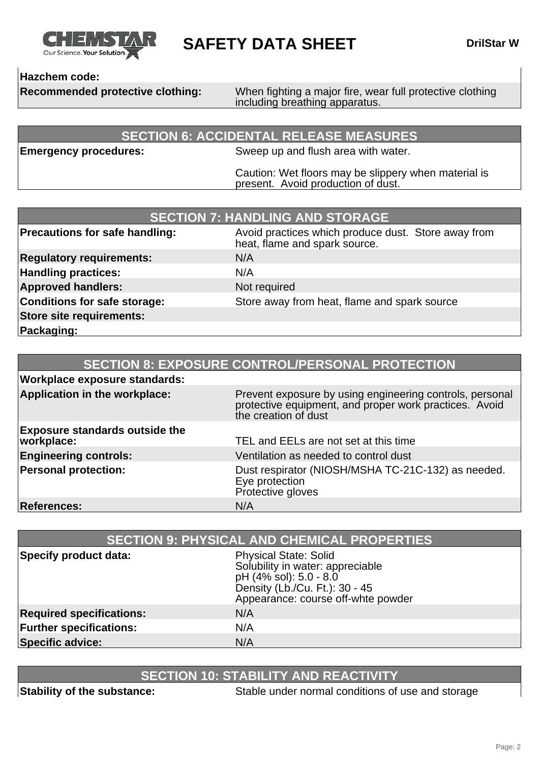| | |
|---|---|
| **Hazchem code:** | |
| **Recommended protective clothing:** | When fighting a major fire, wear full protective clothing including breathing apparatus. |

## SECTION 6: ACCIDENTAL RELEASE MEASURES

| | |
|---|---|
| **Emergency procedures:** | Sweep up and flush area with water.<br><br>Caution: Wet floors may be slippery when material is present. Avoid production of dust. |

## SECTION 7: HANDLING AND STORAGE

| | |
|---|---|
| **Precautions for safe handling:** | Avoid practices which produce dust. Store away from heat, flame and spark source. |
| **Regulatory requirements:** | N/A |
| **Handling practices:** | N/A |
| **Approved handlers:** | Not required |
| **Conditions for safe storage:** | Store away from heat, flame and spark source |
| **Store site requirements:** | |
| **Packaging:** | |

## SECTION 8: EXPOSURE CONTROL/PERSONAL PROTECTION

| | |
|---|---|
| **Workplace exposure standards:** | |
| **Application in the workplace:** | Prevent exposure by using engineering controls, personal protective equipment, and proper work practices. Avoid the creation of dust |
| **Exposure standards outside the workplace:** | TEL and EELs are not set at this time |
| **Engineering controls:** | Ventilation as needed to control dust |
| **Personal protection:** | Dust respirator (NIOSH/MSHA TC-21C-132) as needed.<br>Eye protection<br>Protective gloves |
| **References:** | N/A |

## SECTION 9: PHYSICAL AND CHEMICAL PROPERTIES

| | |
|---|---|
| **Specify product data:** | Physical State: Solid<br>Solubility in water: appreciable<br>pH (4% sol): 5.0 - 8.0<br>Density (Lb./Cu. Ft.): 30 - 45<br>Appearance: course off-whte powder |
| **Required specifications:** | N/A |
| **Further specifications:** | N/A |
| **Specific advice:** | N/A |

## SECTION 10: STABILITY AND REACTIVITY

| | |
|---|---|
| **Stability of the substance:** | Stable under normal conditions of use and storage |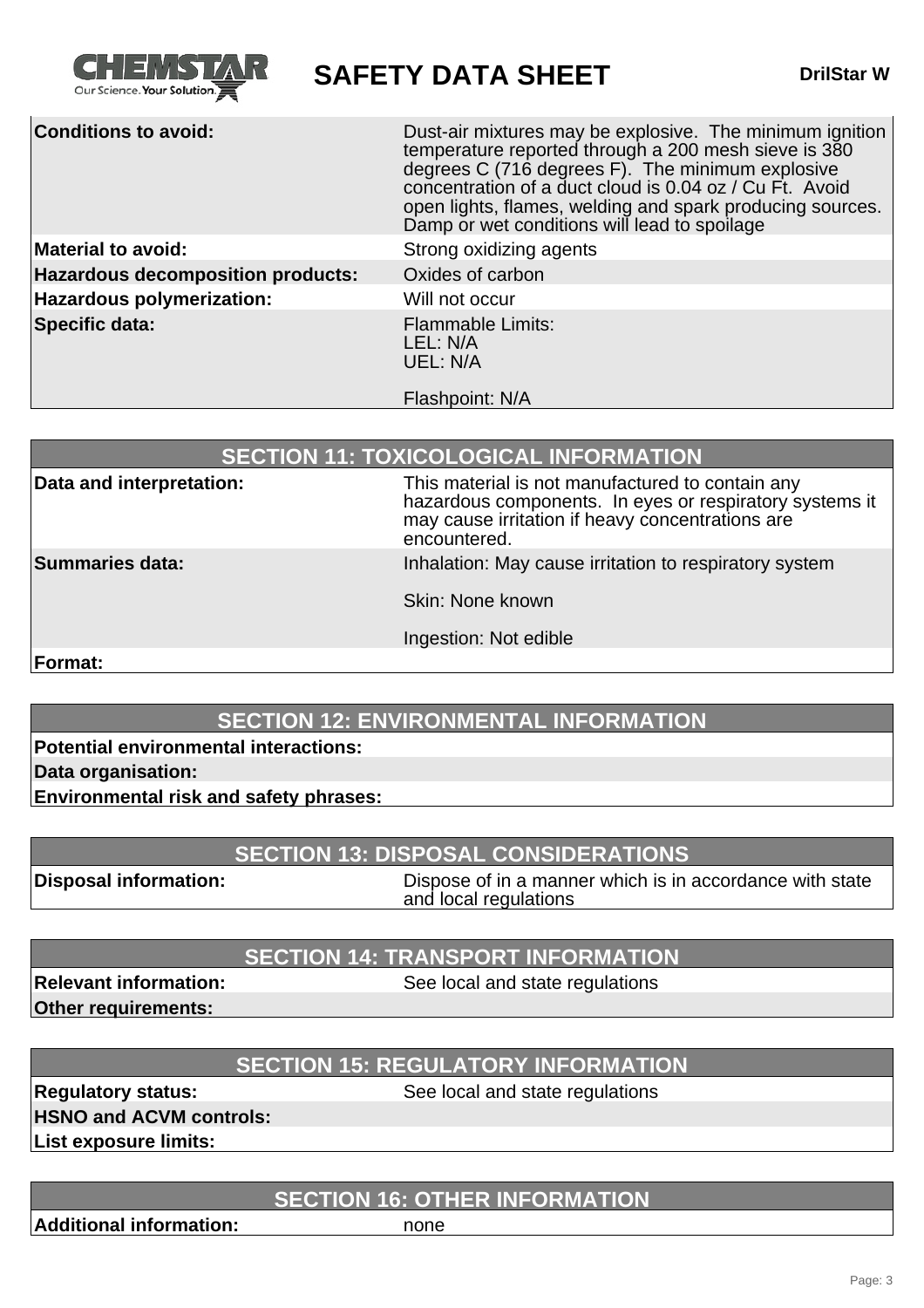| | |
|---|---|
| **Conditions to avoid:** | Dust-air mixtures may be explosive. The minimum ignition temperature reported through a 200 mesh sieve is 380 degrees C (716 degrees F). The minimum explosive concentration of a duct cloud is 0.04 oz / Cu Ft. Avoid open lights, flames, welding and spark producing sources. Damp or wet conditions will lead to spoilage |
| **Material to avoid:** | Strong oxidizing agents |
| **Hazardous decomposition products:** | Oxides of carbon |
| **Hazardous polymerization:** | Will not occur |
| **Specific data:** | Flammable Limits:<br>LEL: N/A<br>UEL: N/A<br><br>Flashpoint: N/A |

## SECTION 11: TOXICOLOGICAL INFORMATION

| | |
|---|---|
| **Data and interpretation:** | This material is not manufactured to contain any hazardous components. In eyes or respiratory systems it may cause irritation if heavy concentrations are encountered. |
| **Summaries data:** | Inhalation: May cause irritation to respiratory system<br><br>Skin: None known<br><br>Ingestion: Not edible |
| **Format:** | |

## SECTION 12: ENVIRONMENTAL INFORMATION

| | |
|---|---|
| **Potential environmental interactions:** | |
| **Data organisation:** | |
| **Environmental risk and safety phrases:** | |

## SECTION 13: DISPOSAL CONSIDERATIONS

| | |
|---|---|
| **Disposal information:** | Dispose of in a manner which is in accordance with state and local regulations |

## SECTION 14: TRANSPORT INFORMATION

| | |
|---|---|
| **Relevant information:** | See local and state regulations |
| **Other requirements:** | |

## SECTION 15: REGULATORY INFORMATION

| | |
|---|---|
| **Regulatory status:** | See local and state regulations |
| **HSNO and ACVM controls:** | |
| **List exposure limits:** | |

## SECTION 16: OTHER INFORMATION

| | |
|---|---|
| **Additional information:** | none |